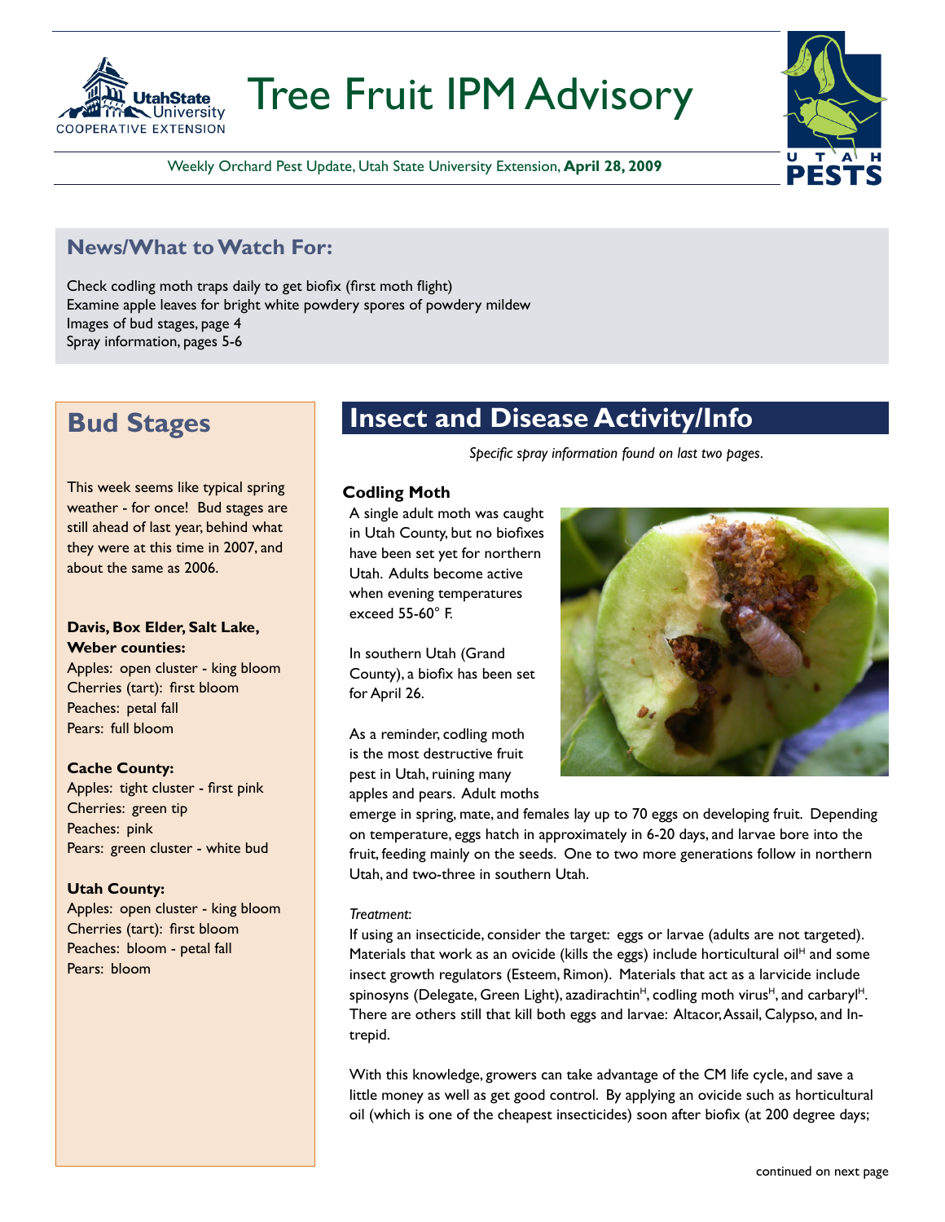# Tree Fruit IPM Advisory

Weekly Orchard Pest Update, Utah State University Extension, **April 28, 2009**

## News/What to Watch For:

Check codling moth traps daily to get biofix (first moth flight)
Examine apple leaves for bright white powdery spores of powdery mildew
Images of bud stages, page 4
Spray information, pages 5-6

## Bud Stages

This week seems like typical spring weather - for once! Bud stages are still ahead of last year, behind what they were at this time in 2007, and about the same as 2006.

**Davis, Box Elder, Salt Lake, Weber counties:**
Apples: open cluster - king bloom
Cherries (tart): first bloom
Peaches: petal fall
Pears: full bloom

**Cache County:**
Apples: tight cluster - first pink
Cherries: green tip
Peaches: pink
Pears: green cluster - white bud

**Utah County:**
Apples: open cluster - king bloom
Cherries (tart): first bloom
Peaches: bloom - petal fall
Pears: bloom

## Insect and Disease Activity/Info

*Specific spray information found on last two pages.*

### Codling Moth

A single adult moth was caught in Utah County, but no biofixes have been set yet for northern Utah. Adults become active when evening temperatures exceed 55-60° F.

In southern Utah (Grand County), a biofix has been set for April 26.

As a reminder, codling moth is the most destructive fruit pest in Utah, ruining many apples and pears. Adult moths emerge in spring, mate, and females lay up to 70 eggs on developing fruit. Depending on temperature, eggs hatch in approximately in 6-20 days, and larvae bore into the fruit, feeding mainly on the seeds. One to two more generations follow in northern Utah, and two-three in southern Utah.

*Treatment:*

If using an insecticide, consider the target: eggs or larvae (adults are not targeted). Materials that work as an ovicide (kills the eggs) include horticultural oil[H] and some insect growth regulators (Esteem, Rimon). Materials that act as a larvicide include spinosyns (Delegate, Green Light), azadirachtin[H], codling moth virus[H], and carbaryl[H]. There are others still that kill both eggs and larvae: Altacor, Assail, Calypso, and Intrepid.

With this knowledge, growers can take advantage of the CM life cycle, and save a little money as well as get good control. By applying an ovicide such as horticultural oil (which is one of the cheapest insecticides) soon after biofix (at 200 degree days;

continued on next page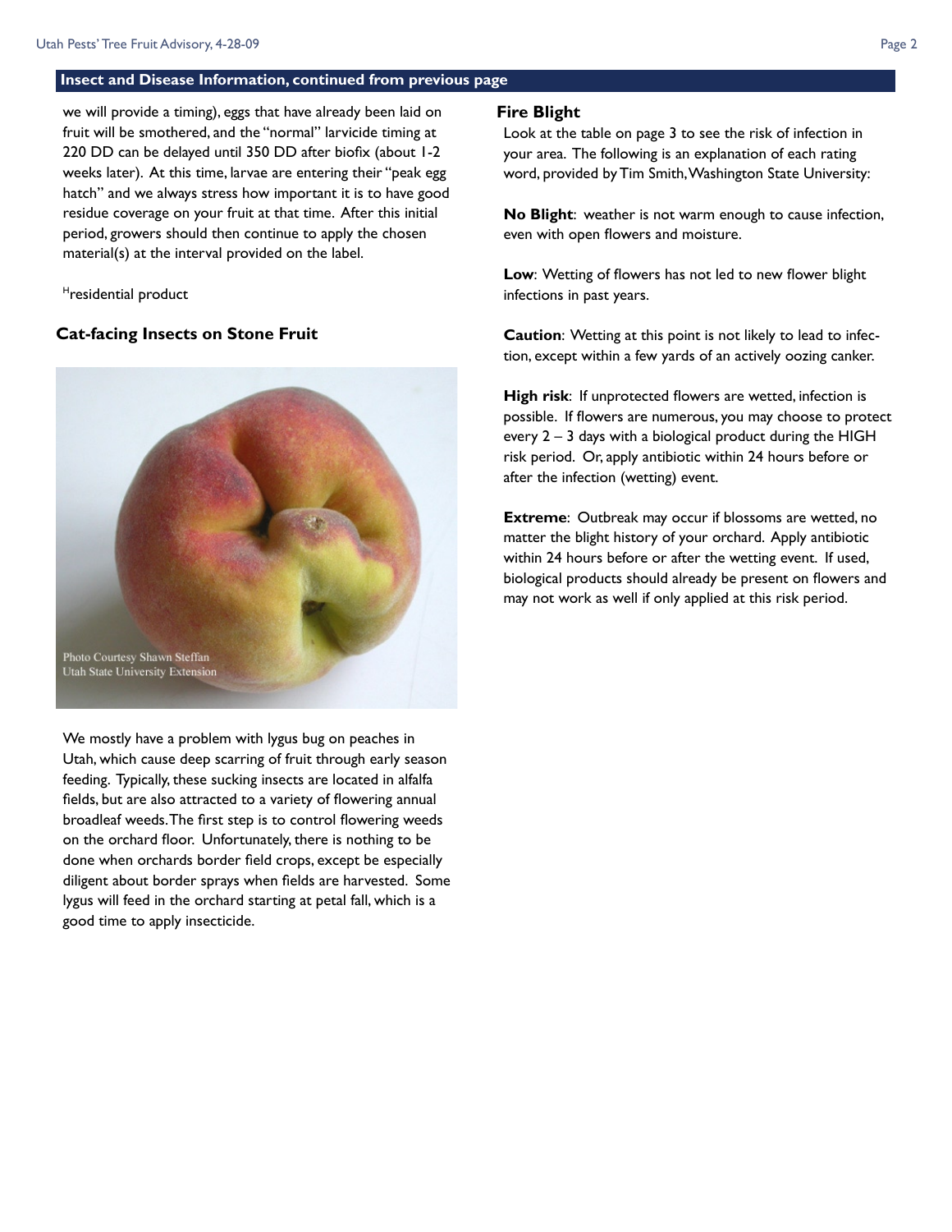## Insect and Disease Information, continued from previous page

we will provide a timing), eggs that have already been laid on fruit will be smothered, and the "normal" larvicide timing at 220 DD can be delayed until 350 DD after biofix (about 1-2 weeks later). At this time, larvae are entering their "peak egg hatch" and we always stress how important it is to have good residue coverage on your fruit at that time. After this initial period, growers should then continue to apply the chosen material(s) at the interval provided on the label.

[H]residential product

### Cat-facing Insects on Stone Fruit

Photo Courtesy Shawn Steffan
Utah State University Extension

We mostly have a problem with lygus bug on peaches in Utah, which cause deep scarring of fruit through early season feeding. Typically, these sucking insects are located in alfalfa fields, but are also attracted to a variety of flowering annual broadleaf weeds. The first step is to control flowering weeds on the orchard floor. Unfortunately, there is nothing to be done when orchards border field crops, except be especially diligent about border sprays when fields are harvested. Some lygus will feed in the orchard starting at petal fall, which is a good time to apply insecticide.

### Fire Blight

Look at the table on page 3 to see the risk of infection in your area. The following is an explanation of each rating word, provided by Tim Smith, Washington State University:

**No Blight**: weather is not warm enough to cause infection, even with open flowers and moisture.

**Low**: Wetting of flowers has not led to new flower blight infections in past years.

**Caution**: Wetting at this point is not likely to lead to infection, except within a few yards of an actively oozing canker.

**High risk**: If unprotected flowers are wetted, infection is possible. If flowers are numerous, you may choose to protect every 2 – 3 days with a biological product during the HIGH risk period. Or, apply antibiotic within 24 hours before or after the infection (wetting) event.

**Extreme**: Outbreak may occur if blossoms are wetted, no matter the blight history of your orchard. Apply antibiotic within 24 hours before or after the wetting event. If used, biological products should already be present on flowers and may not work as well if only applied at this risk period.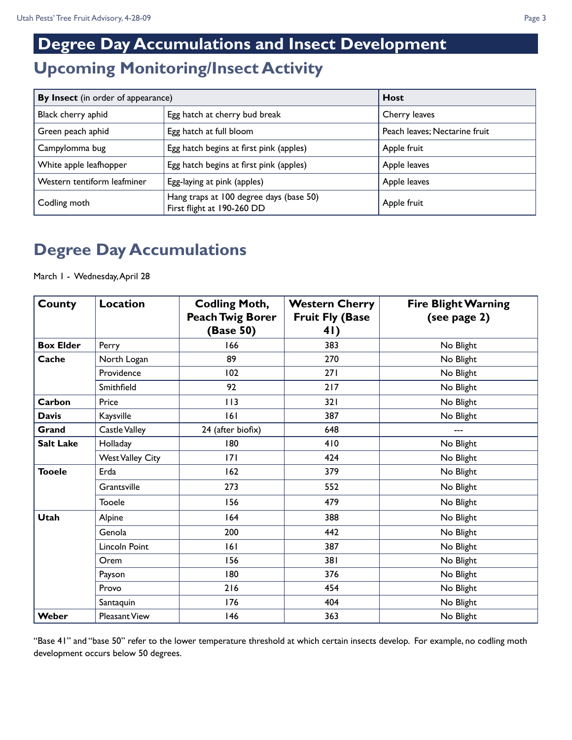# Degree Day Accumulations and Insect Development

## Upcoming Monitoring/Insect Activity

| **By Insect** (in order of appearance) | | **Host** |
|---|---|---|
| Black cherry aphid | Egg hatch at cherry bud break | Cherry leaves |
| Green peach aphid | Egg hatch at full bloom | Peach leaves; Nectarine fruit |
| Campylomma bug | Egg hatch begins at first pink (apples) | Apple fruit |
| White apple leafhopper | Egg hatch begins at first pink (apples) | Apple leaves |
| Western tentiform leafminer | Egg-laying at pink (apples) | Apple leaves |
| Codling moth | Hang traps at 100 degree days (base 50)<br>First flight at 190-260 DD | Apple fruit |

## Degree Day Accumulations

March 1 - Wednesday, April 28

| County | Location | Codling Moth, Peach Twig Borer (Base 50) | Western Cherry Fruit Fly (Base 41) | Fire Blight Warning (see page 2) |
|---|---|---|---|---|
| **Box Elder** | Perry | 166 | 383 | No Blight |
| **Cache** | North Logan | 89 | 270 | No Blight |
| | Providence | 102 | 271 | No Blight |
| | Smithfield | 92 | 217 | No Blight |
| **Carbon** | Price | 113 | 321 | No Blight |
| **Davis** | Kaysville | 161 | 387 | No Blight |
| **Grand** | Castle Valley | 24 (after biofix) | 648 | --- |
| **Salt Lake** | Holladay | 180 | 410 | No Blight |
| | West Valley City | 171 | 424 | No Blight |
| **Tooele** | Erda | 162 | 379 | No Blight |
| | Grantsville | 273 | 552 | No Blight |
| | Tooele | 156 | 479 | No Blight |
| **Utah** | Alpine | 164 | 388 | No Blight |
| | Genola | 200 | 442 | No Blight |
| | Lincoln Point | 161 | 387 | No Blight |
| | Orem | 156 | 381 | No Blight |
| | Payson | 180 | 376 | No Blight |
| | Provo | 216 | 454 | No Blight |
| | Santaquin | 176 | 404 | No Blight |
| **Weber** | Pleasant View | 146 | 363 | No Blight |

"Base 41" and "base 50" refer to the lower temperature threshold at which certain insects develop. For example, no codling moth development occurs below 50 degrees.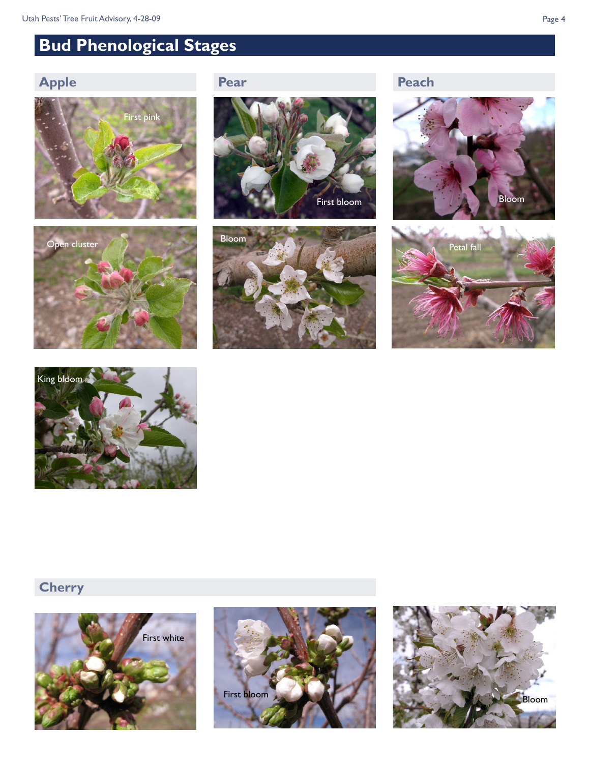# Bud Phenological Stages

## Apple

First pink

Open cluster

King bloom

## Pear

First bloom

Bloom

## Peach

Bloom

Petal fall

## Cherry

First white

First bloom

Bloom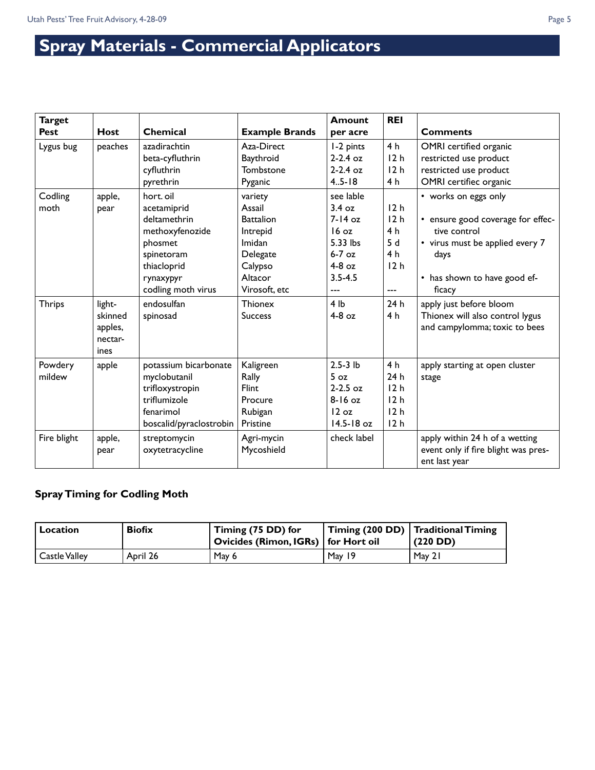# Spray Materials - Commercial Applicators

| Target Pest | Host | Chemical | Example Brands | Amount per acre | REI | Comments |
|---|---|---|---|---|---|---|
| Lygus bug | peaches | azadirachtin<br>beta-cyfluthrin<br>cyfluthrin<br>pyrethrin | Aza-Direct<br>Baythroid<br>Tombstone<br>Pyganic | 1-2 pints<br>2-2.4 oz<br>2-2.4 oz<br>4..5-18 | 4 h<br>12 h<br>12 h<br>4 h | OMRI certified organic<br>restricted use product<br>restricted use product<br>OMRI certifiec organic |
| Codling moth | apple, pear | hort. oil<br>acetamiprid<br>deltamethrin<br>methoxyfenozide<br>phosmet<br>spinetoram<br>thiacloprid<br>rynaxypyr<br>codling moth virus | variety<br>Assail<br>Battalion<br>Intrepid<br>Imidan<br>Delegate<br>Calypso<br>Altacor<br>Virosoft, etc | see lable<br>3.4 oz<br>7-14 oz<br>16 oz<br>5.33 lbs<br>6-7 oz<br>4-8 oz<br>3.5-4.5<br>--- | <br>12 h<br>12 h<br>4 h<br>5 d<br>4 h<br>12 h<br><br>--- | • works on eggs only<br>• ensure good coverage for effective control<br>• virus must be applied every 7 days<br>• has shown to have good efficacy |
| Thrips | light-skinned apples, nectarines | endosulfan<br>spinosad | Thionex<br>Success | 4 lb<br>4-8 oz | 24 h<br>4 h | apply just before bloom<br>Thionex will also control lygus and campylomma; toxic to bees |
| Powdery mildew | apple | potassium bicarbonate<br>myclobutanil<br>trifloxystropin<br>triflumizole<br>fenarimol<br>boscalid/pyraclostrobin | Kaligreen<br>Rally<br>Flint<br>Procure<br>Rubigan<br>Pristine | 2.5-3 lb<br>5 oz<br>2-2.5 oz<br>8-16 oz<br>12 oz<br>14.5-18 oz | 4 h<br>24 h<br>12 h<br>12 h<br>12 h<br>12 h | apply starting at open cluster stage |
| Fire blight | apple, pear | streptomycin<br>oxytetracycline | Agri-mycin<br>Mycoshield | check label | | apply within 24 h of a wetting event only if fire blight was present last year |

### Spray Timing for Codling Moth

| Location | Biofix | Timing (75 DD) for Ovicides (Rimon, IGRs) | Timing (200 DD) for Hort oil | Traditional Timing (220 DD) |
|---|---|---|---|---|
| Castle Valley | April 26 | May 6 | May 19 | May 21 |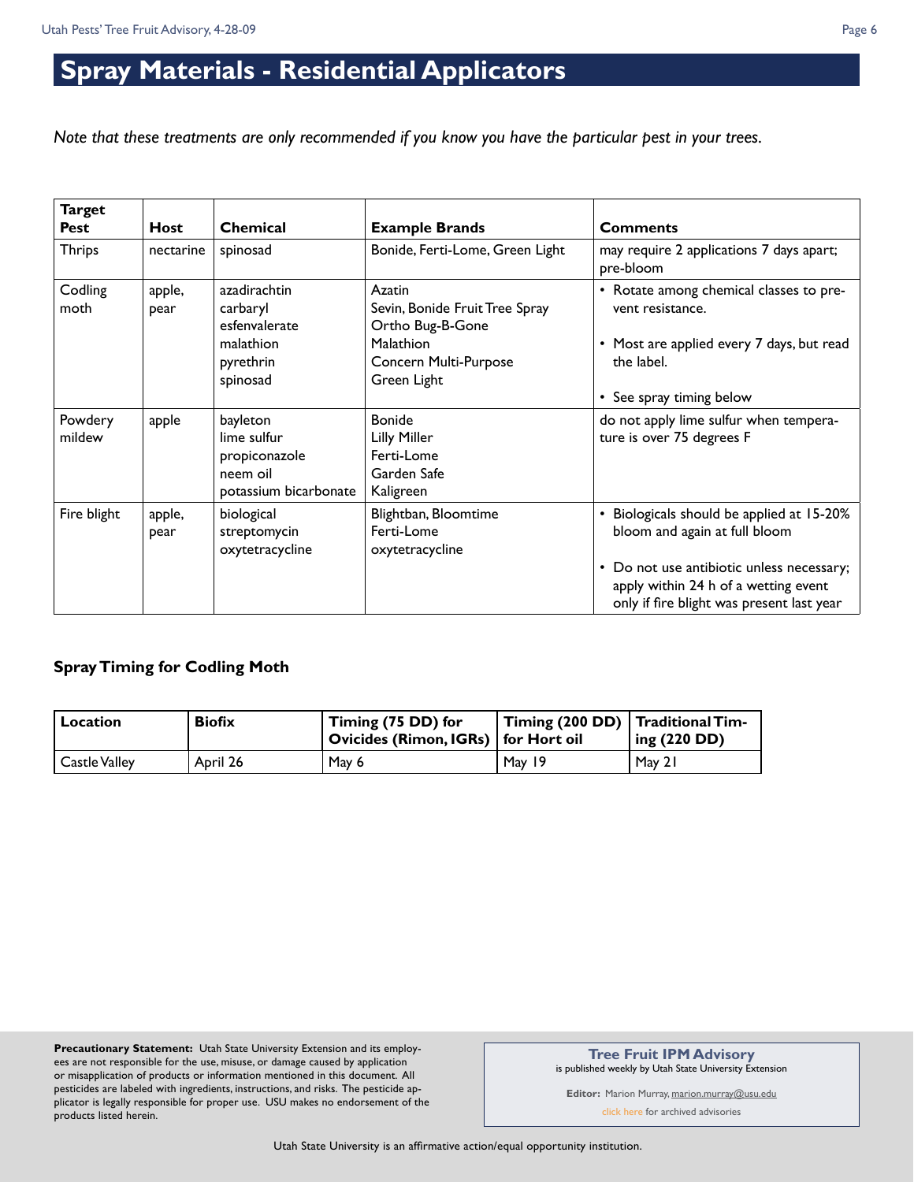# Spray Materials - Residential Applicators

*Note that these treatments are only recommended if you know you have the particular pest in your trees.*

| Target Pest | Host | Chemical | Example Brands | Comments |
|---|---|---|---|---|
| Thrips | nectarine | spinosad | Bonide, Ferti-Lome, Green Light | may require 2 applications 7 days apart; pre-bloom |
| Codling moth | apple, pear | azadirachtin<br>carbaryl<br>esfenvalerate<br>malathion<br>pyrethrin<br>spinosad | Azatin<br>Sevin, Bonide Fruit Tree Spray<br>Ortho Bug-B-Gone<br>Malathion<br>Concern Multi-Purpose<br>Green Light | • Rotate among chemical classes to prevent resistance.<br>• Most are applied every 7 days, but read the label.<br>• See spray timing below |
| Powdery mildew | apple | bayleton<br>lime sulfur<br>propiconazole<br>neem oil<br>potassium bicarbonate | Bonide<br>Lilly Miller<br>Ferti-Lome<br>Garden Safe<br>Kaligreen | do not apply lime sulfur when temperature is over 75 degrees F |
| Fire blight | apple, pear | biological<br>streptomycin<br>oxytetracycline | Blightban, Bloomtime<br>Ferti-Lome<br>oxytetracycline | • Biologicals should be applied at 15-20% bloom and again at full bloom<br>• Do not use antibiotic unless necessary; apply within 24 h of a wetting event only if fire blight was present last year |

### Spray Timing for Codling Moth

| Location | Biofix | Timing (75 DD) for Ovicides (Rimon, IGRs) | Timing (200 DD) for Hort oil | Traditional Timing (220 DD) |
|---|---|---|---|---|
| Castle Valley | April 26 | May 6 | May 19 | May 21 |

**Precautionary Statement:** Utah State University Extension and its employees are not responsible for the use, misuse, or damage caused by application or misapplication of products or information mentioned in this document. All pesticides are labeled with ingredients, instructions, and risks. The pesticide applicator is legally responsible for proper use. USU makes no endorsement of the products listed herein.

**Tree Fruit IPM Advisory**
is published weekly by Utah State University Extension

**Editor:** Marion Murray, marion.murray@usu.edu

click here for archived advisories

Utah State University is an affirmative action/equal opportunity institution.